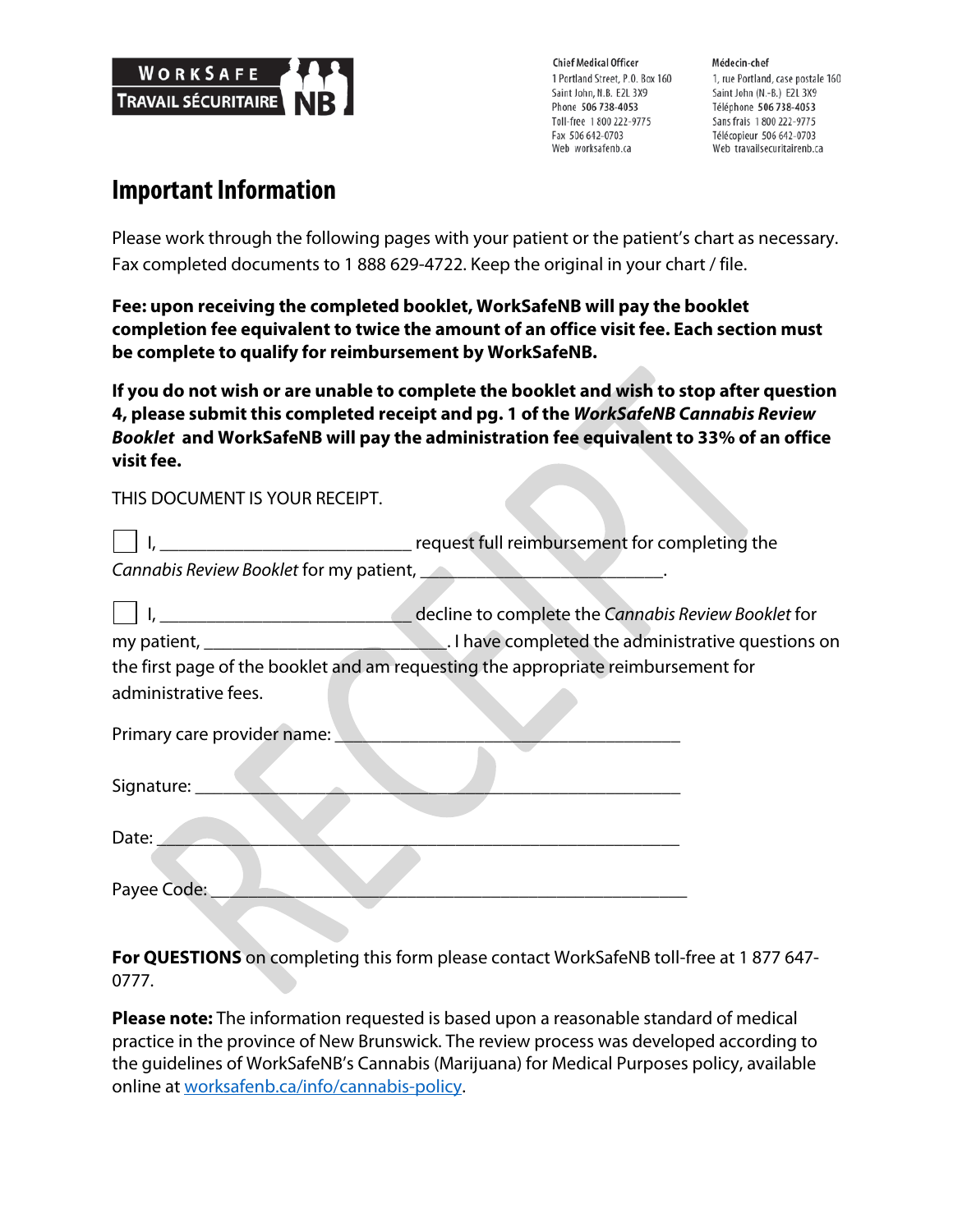**WorkSafe Travail sécuritaire NB**

Chief Medical Officer
1 Portland Street, P.O. Box 160
Saint John, N.B. E2L 3X9
Phone 506 738-4053
Toll-free 1 800 222-9775
Fax 506 642-0703
Web worksafenb.ca

Médecin-chef
1, rue Portland, case postale 160
Saint John (N.-B.) E2L 3X9
Téléphone 506 738-4053
Sans frais 1 800 222-9775
Télécopieur 506 642-0703
Web travailsecuritairenb.ca

# Important Information

Please work through the following pages with your patient or the patient's chart as necessary. Fax completed documents to 1 888 629-4722. Keep the original in your chart / file.

**Fee: upon receiving the completed booklet, WorkSafeNB will pay the booklet completion fee equivalent to twice the amount of an office visit fee. Each section must be complete to qualify for reimbursement by WorkSafeNB.**

**If you do not wish or are unable to complete the booklet and wish to stop after question 4, please submit this completed receipt and pg. 1 of the *WorkSafeNB Cannabis Review Booklet* and WorkSafeNB will pay the administration fee equivalent to 33% of an office visit fee.**

THIS DOCUMENT IS YOUR RECEIPT.

☐ I, ____________________________ request full reimbursement for completing the *Cannabis Review Booklet* for my patient, ___________________________.

☐ I, ____________________________ decline to complete the *Cannabis Review Booklet* for my patient, ___________________________. I have completed the administrative questions on the first page of the booklet and am requesting the appropriate reimbursement for administrative fees.

Primary care provider name: ______________________________________

Signature: ______________________________________________________

Date: __________________________________________________________

Payee Code: _____________________________________________________

**For QUESTIONS** on completing this form please contact WorkSafeNB toll-free at 1 877 647-0777.

**Please note:** The information requested is based upon a reasonable standard of medical practice in the province of New Brunswick. The review process was developed according to the guidelines of WorkSafeNB's Cannabis (Marijuana) for Medical Purposes policy, available online at worksafenb.ca/info/cannabis-policy.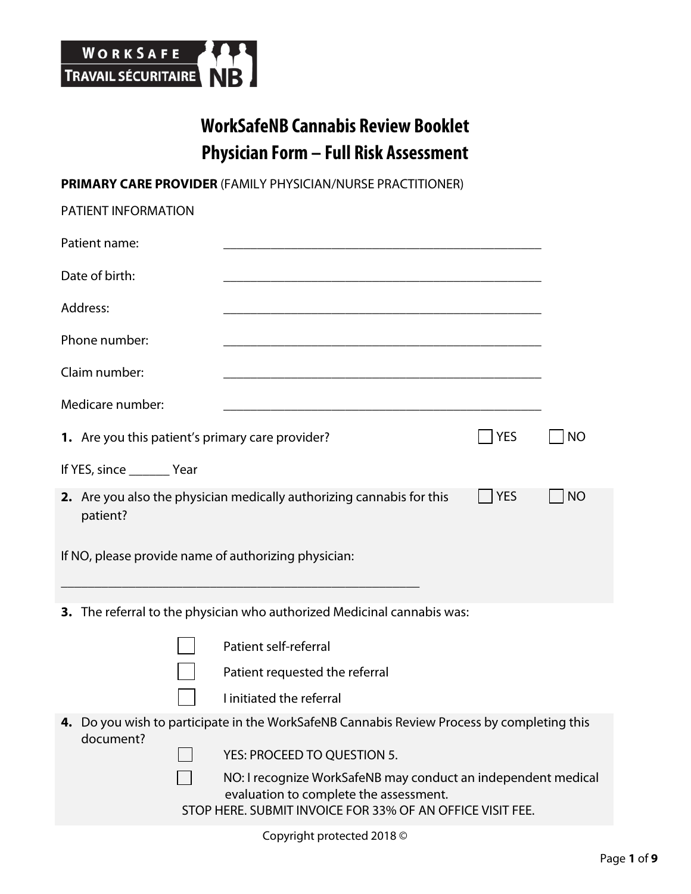# WorkSafeNB Cannabis Review Booklet
# Physician Form – Full Risk Assessment

**PRIMARY CARE PROVIDER** (FAMILY PHYSICIAN/NURSE PRACTITIONER)

PATIENT INFORMATION

Patient name: ________________________________________________

Date of birth: ________________________________________________

Address: ________________________________________________

Phone number: ________________________________________________

Claim number: ________________________________________________

Medicare number: ________________________________________________

**1.** Are you this patient's primary care provider? ☐ YES ☐ NO

If YES, since ______ Year

**2.** Are you also the physician medically authorizing cannabis for this patient? ☐ YES ☐ NO

If NO, please provide name of authorizing physician:

_______________________________________________________

**3.** The referral to the physician who authorized Medicinal cannabis was:

- ☐ Patient self-referral
- ☐ Patient requested the referral
- ☐ I initiated the referral

**4.** Do you wish to participate in the WorkSafeNB Cannabis Review Process by completing this document?

- ☐ YES: PROCEED TO QUESTION 5.
- ☐ NO: I recognize WorkSafeNB may conduct an independent medical evaluation to complete the assessment.

STOP HERE. SUBMIT INVOICE FOR 33% OF AN OFFICE VISIT FEE.

Copyright protected 2018 ©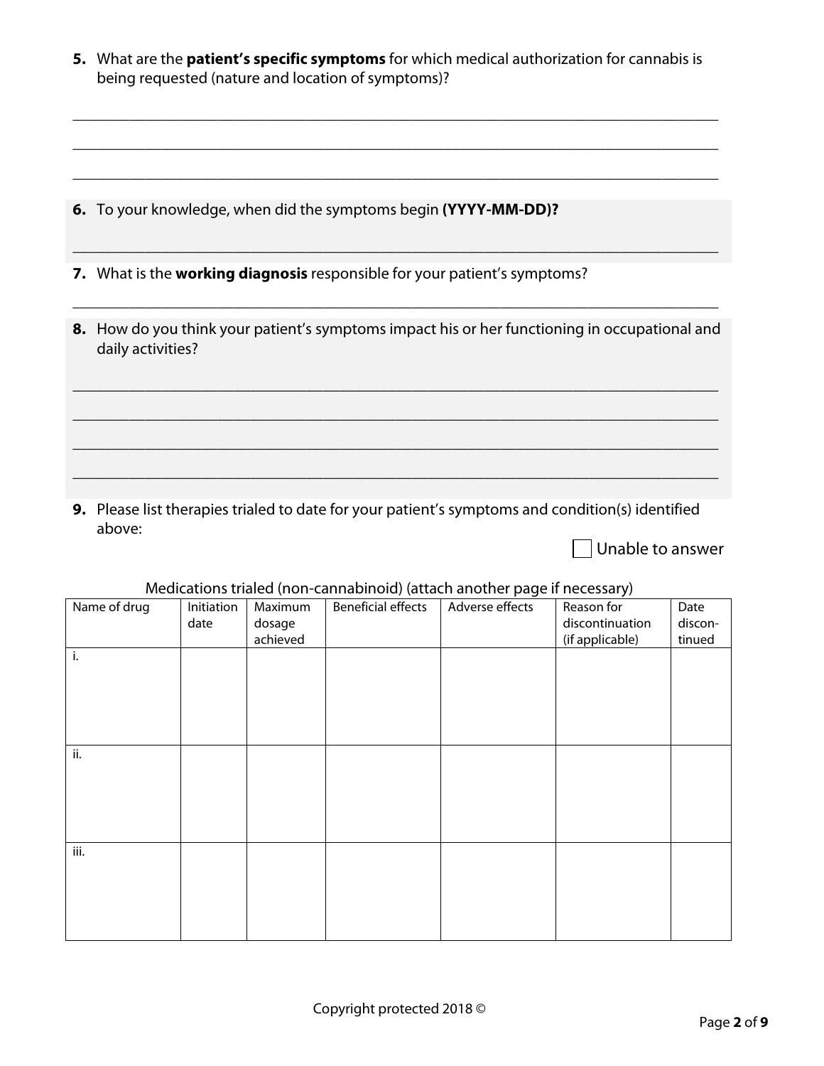**5.** What are the **patient's specific symptoms** for which medical authorization for cannabis is being requested (nature and location of symptoms)?

\_\_\_\_\_\_\_\_\_\_\_\_\_\_\_\_\_\_\_\_\_\_\_\_\_\_\_\_\_\_\_\_\_\_\_\_\_\_\_\_\_\_\_\_\_\_\_\_\_\_\_\_\_\_\_\_\_\_\_\_\_\_\_\_\_\_\_\_\_\_\_\_\_\_\_\_

\_\_\_\_\_\_\_\_\_\_\_\_\_\_\_\_\_\_\_\_\_\_\_\_\_\_\_\_\_\_\_\_\_\_\_\_\_\_\_\_\_\_\_\_\_\_\_\_\_\_\_\_\_\_\_\_\_\_\_\_\_\_\_\_\_\_\_\_\_\_\_\_\_\_\_\_

\_\_\_\_\_\_\_\_\_\_\_\_\_\_\_\_\_\_\_\_\_\_\_\_\_\_\_\_\_\_\_\_\_\_\_\_\_\_\_\_\_\_\_\_\_\_\_\_\_\_\_\_\_\_\_\_\_\_\_\_\_\_\_\_\_\_\_\_\_\_\_\_\_\_\_\_

**6.** To your knowledge, when did the symptoms begin **(YYYY-MM-DD)?**

\_\_\_\_\_\_\_\_\_\_\_\_\_\_\_\_\_\_\_\_\_\_\_\_\_\_\_\_\_\_\_\_\_\_\_\_\_\_\_\_\_\_\_\_\_\_\_\_\_\_\_\_\_\_\_\_\_\_\_\_\_\_\_\_\_\_\_\_\_\_\_\_\_\_\_\_

**7.** What is the **working diagnosis** responsible for your patient's symptoms?

\_\_\_\_\_\_\_\_\_\_\_\_\_\_\_\_\_\_\_\_\_\_\_\_\_\_\_\_\_\_\_\_\_\_\_\_\_\_\_\_\_\_\_\_\_\_\_\_\_\_\_\_\_\_\_\_\_\_\_\_\_\_\_\_\_\_\_\_\_\_\_\_\_\_\_\_

**8.** How do you think your patient's symptoms impact his or her functioning in occupational and daily activities?

\_\_\_\_\_\_\_\_\_\_\_\_\_\_\_\_\_\_\_\_\_\_\_\_\_\_\_\_\_\_\_\_\_\_\_\_\_\_\_\_\_\_\_\_\_\_\_\_\_\_\_\_\_\_\_\_\_\_\_\_\_\_\_\_\_\_\_\_\_\_\_\_\_\_\_\_

\_\_\_\_\_\_\_\_\_\_\_\_\_\_\_\_\_\_\_\_\_\_\_\_\_\_\_\_\_\_\_\_\_\_\_\_\_\_\_\_\_\_\_\_\_\_\_\_\_\_\_\_\_\_\_\_\_\_\_\_\_\_\_\_\_\_\_\_\_\_\_\_\_\_\_\_

\_\_\_\_\_\_\_\_\_\_\_\_\_\_\_\_\_\_\_\_\_\_\_\_\_\_\_\_\_\_\_\_\_\_\_\_\_\_\_\_\_\_\_\_\_\_\_\_\_\_\_\_\_\_\_\_\_\_\_\_\_\_\_\_\_\_\_\_\_\_\_\_\_\_\_\_

\_\_\_\_\_\_\_\_\_\_\_\_\_\_\_\_\_\_\_\_\_\_\_\_\_\_\_\_\_\_\_\_\_\_\_\_\_\_\_\_\_\_\_\_\_\_\_\_\_\_\_\_\_\_\_\_\_\_\_\_\_\_\_\_\_\_\_\_\_\_\_\_\_\_\_\_

**9.** Please list therapies trialed to date for your patient's symptoms and condition(s) identified above:

☐ Unable to answer

Medications trialed (non-cannabinoid) (attach another page if necessary)

| Name of drug | Initiation date | Maximum dosage achieved | Beneficial effects | Adverse effects | Reason for discontinuation (if applicable) | Date discon-tinued |
|---|---|---|---|---|---|---|
| i. | | | | | | |
| ii. | | | | | | |
| iii. | | | | | | |

Copyright protected 2018 ©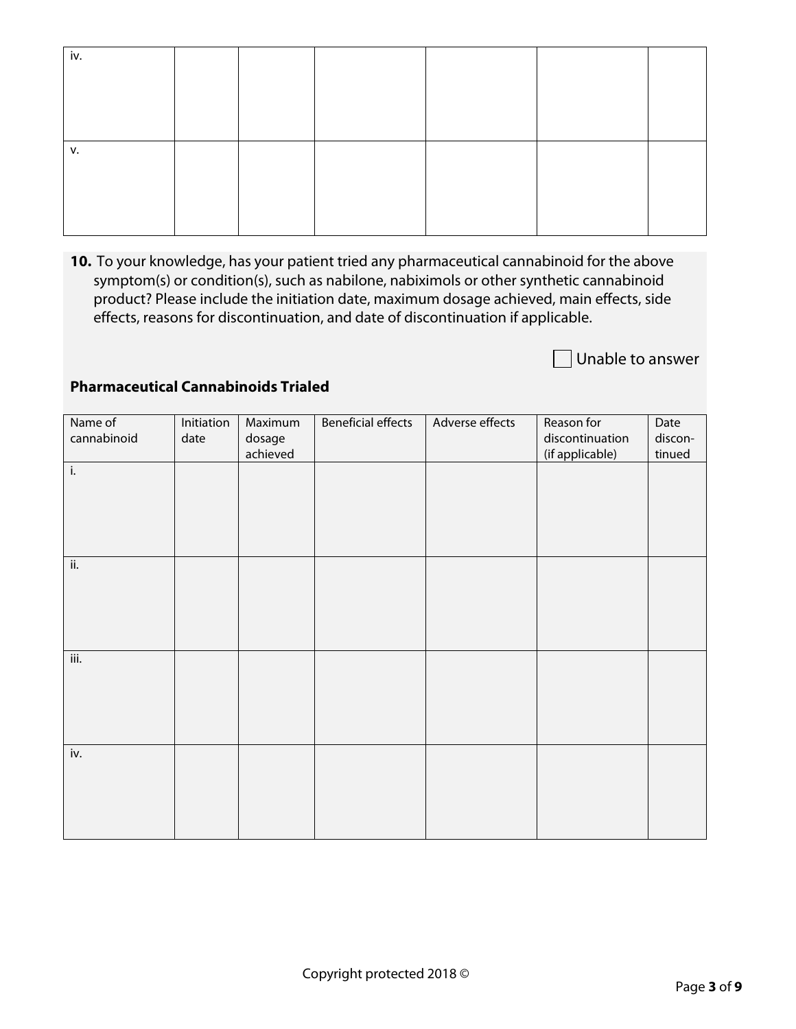| | | | | | | |
|---|---|---|---|---|---|---|
| iv. | | | | | | |
| v. | | | | | | |

**10.** To your knowledge, has your patient tried any pharmaceutical cannabinoid for the above symptom(s) or condition(s), such as nabilone, nabiximols or other synthetic cannabinoid product? Please include the initiation date, maximum dosage achieved, main effects, side effects, reasons for discontinuation, and date of discontinuation if applicable.

☐ Unable to answer

**Pharmaceutical Cannabinoids Trialed**

| Name of cannabinoid | Initiation date | Maximum dosage achieved | Beneficial effects | Adverse effects | Reason for discontinuation (if applicable) | Date discon-tinued |
|---|---|---|---|---|---|---|
| i. | | | | | | |
| ii. | | | | | | |
| iii. | | | | | | |
| iv. | | | | | | |

Copyright protected 2018 ©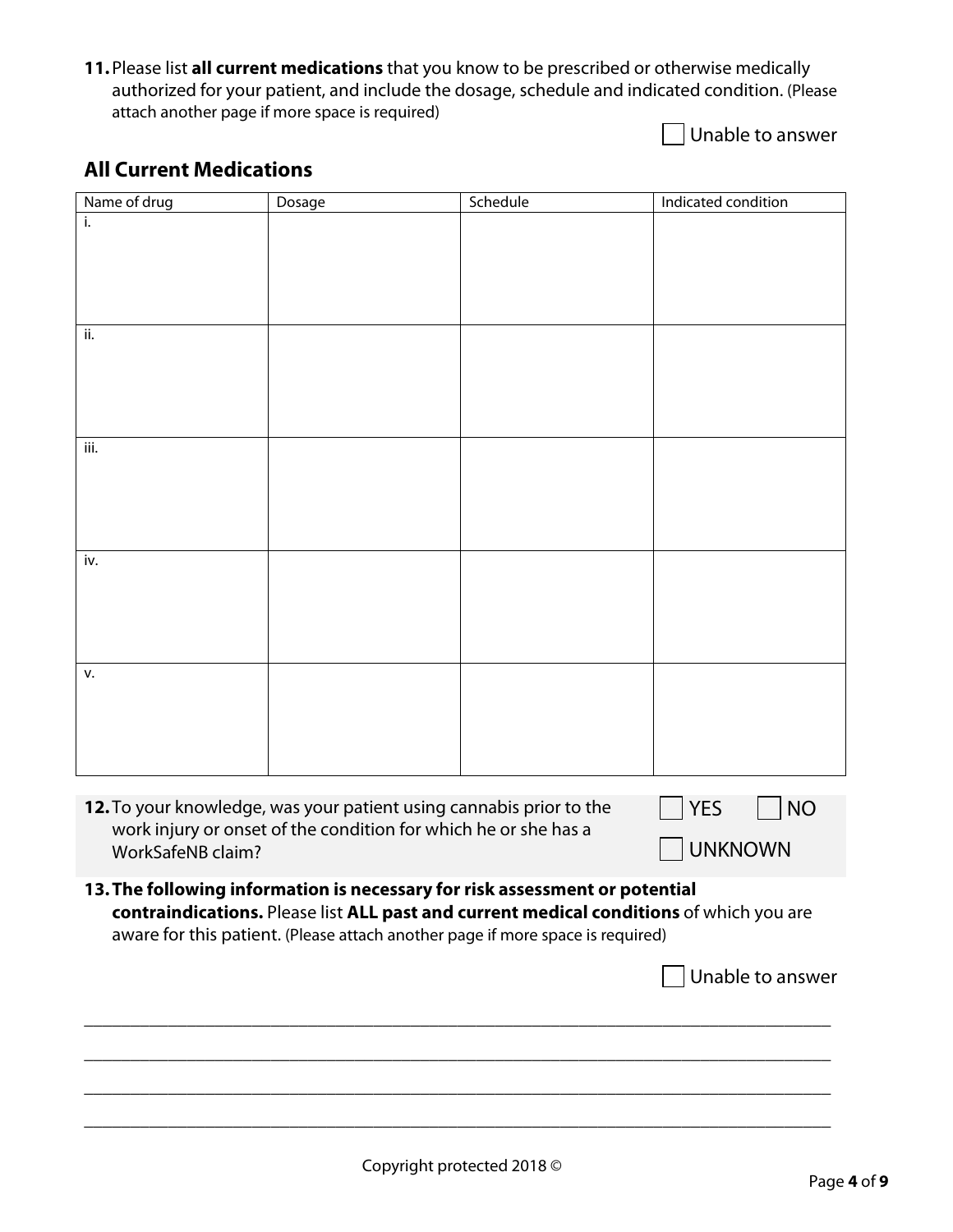**11.** Please list **all current medications** that you know to be prescribed or otherwise medically authorized for your patient, and include the dosage, schedule and indicated condition. (Please attach another page if more space is required)

☐ Unable to answer

## All Current Medications

| Name of drug | Dosage | Schedule | Indicated condition |
|---|---|---|---|
| i. | | | |
| ii. | | | |
| iii. | | | |
| iv. | | | |
| v. | | | |

**12.** To your knowledge, was your patient using cannabis prior to the work injury or onset of the condition for which he or she has a WorkSafeNB claim?

☐ YES ☐ NO

☐ UNKNOWN

**13. The following information is necessary for risk assessment or potential contraindications.** Please list **ALL past and current medical conditions** of which you are aware for this patient. (Please attach another page if more space is required)

☐ Unable to answer

\_\_\_\_\_\_\_\_\_\_\_\_\_\_\_\_\_\_\_\_\_\_\_\_\_\_\_\_\_\_\_\_\_\_\_\_\_\_\_\_\_\_\_\_\_\_\_\_\_\_\_\_\_\_\_\_\_\_\_\_\_\_\_\_\_\_\_\_\_\_\_\_\_\_\_\_

\_\_\_\_\_\_\_\_\_\_\_\_\_\_\_\_\_\_\_\_\_\_\_\_\_\_\_\_\_\_\_\_\_\_\_\_\_\_\_\_\_\_\_\_\_\_\_\_\_\_\_\_\_\_\_\_\_\_\_\_\_\_\_\_\_\_\_\_\_\_\_\_\_\_\_\_

\_\_\_\_\_\_\_\_\_\_\_\_\_\_\_\_\_\_\_\_\_\_\_\_\_\_\_\_\_\_\_\_\_\_\_\_\_\_\_\_\_\_\_\_\_\_\_\_\_\_\_\_\_\_\_\_\_\_\_\_\_\_\_\_\_\_\_\_\_\_\_\_\_\_\_\_

\_\_\_\_\_\_\_\_\_\_\_\_\_\_\_\_\_\_\_\_\_\_\_\_\_\_\_\_\_\_\_\_\_\_\_\_\_\_\_\_\_\_\_\_\_\_\_\_\_\_\_\_\_\_\_\_\_\_\_\_\_\_\_\_\_\_\_\_\_\_\_\_\_\_\_\_

Copyright protected 2018 ©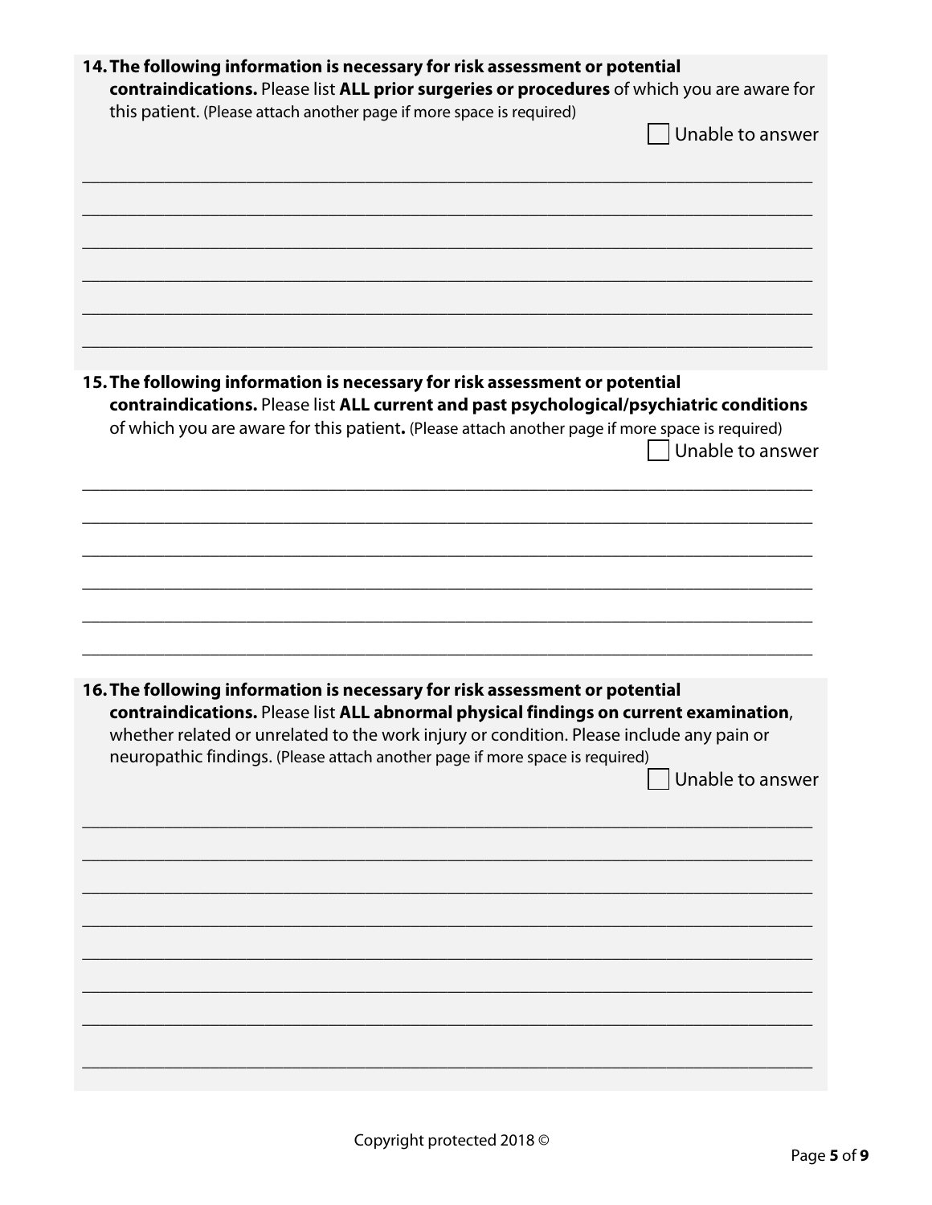**14. The following information is necessary for risk assessment or potential contraindications.** Please list **ALL prior surgeries or procedures** of which you are aware for this patient. (Please attach another page if more space is required)

☐ Unable to answer

\_\_\_\_\_\_\_\_\_\_\_\_\_\_\_\_\_\_\_\_\_\_\_\_\_\_\_\_\_\_\_\_\_\_\_\_\_\_\_\_\_\_\_\_\_\_\_\_\_\_\_\_\_\_\_\_\_\_\_\_\_\_\_\_\_\_\_\_\_\_\_\_

\_\_\_\_\_\_\_\_\_\_\_\_\_\_\_\_\_\_\_\_\_\_\_\_\_\_\_\_\_\_\_\_\_\_\_\_\_\_\_\_\_\_\_\_\_\_\_\_\_\_\_\_\_\_\_\_\_\_\_\_\_\_\_\_\_\_\_\_\_\_\_\_

\_\_\_\_\_\_\_\_\_\_\_\_\_\_\_\_\_\_\_\_\_\_\_\_\_\_\_\_\_\_\_\_\_\_\_\_\_\_\_\_\_\_\_\_\_\_\_\_\_\_\_\_\_\_\_\_\_\_\_\_\_\_\_\_\_\_\_\_\_\_\_\_

\_\_\_\_\_\_\_\_\_\_\_\_\_\_\_\_\_\_\_\_\_\_\_\_\_\_\_\_\_\_\_\_\_\_\_\_\_\_\_\_\_\_\_\_\_\_\_\_\_\_\_\_\_\_\_\_\_\_\_\_\_\_\_\_\_\_\_\_\_\_\_\_

\_\_\_\_\_\_\_\_\_\_\_\_\_\_\_\_\_\_\_\_\_\_\_\_\_\_\_\_\_\_\_\_\_\_\_\_\_\_\_\_\_\_\_\_\_\_\_\_\_\_\_\_\_\_\_\_\_\_\_\_\_\_\_\_\_\_\_\_\_\_\_\_

\_\_\_\_\_\_\_\_\_\_\_\_\_\_\_\_\_\_\_\_\_\_\_\_\_\_\_\_\_\_\_\_\_\_\_\_\_\_\_\_\_\_\_\_\_\_\_\_\_\_\_\_\_\_\_\_\_\_\_\_\_\_\_\_\_\_\_\_\_\_\_\_

**15. The following information is necessary for risk assessment or potential contraindications.** Please list **ALL current and past psychological/psychiatric conditions** of which you are aware for this patient**.** (Please attach another page if more space is required)

☐ Unable to answer

\_\_\_\_\_\_\_\_\_\_\_\_\_\_\_\_\_\_\_\_\_\_\_\_\_\_\_\_\_\_\_\_\_\_\_\_\_\_\_\_\_\_\_\_\_\_\_\_\_\_\_\_\_\_\_\_\_\_\_\_\_\_\_\_\_\_\_\_\_\_\_\_

\_\_\_\_\_\_\_\_\_\_\_\_\_\_\_\_\_\_\_\_\_\_\_\_\_\_\_\_\_\_\_\_\_\_\_\_\_\_\_\_\_\_\_\_\_\_\_\_\_\_\_\_\_\_\_\_\_\_\_\_\_\_\_\_\_\_\_\_\_\_\_\_

\_\_\_\_\_\_\_\_\_\_\_\_\_\_\_\_\_\_\_\_\_\_\_\_\_\_\_\_\_\_\_\_\_\_\_\_\_\_\_\_\_\_\_\_\_\_\_\_\_\_\_\_\_\_\_\_\_\_\_\_\_\_\_\_\_\_\_\_\_\_\_\_

\_\_\_\_\_\_\_\_\_\_\_\_\_\_\_\_\_\_\_\_\_\_\_\_\_\_\_\_\_\_\_\_\_\_\_\_\_\_\_\_\_\_\_\_\_\_\_\_\_\_\_\_\_\_\_\_\_\_\_\_\_\_\_\_\_\_\_\_\_\_\_\_

\_\_\_\_\_\_\_\_\_\_\_\_\_\_\_\_\_\_\_\_\_\_\_\_\_\_\_\_\_\_\_\_\_\_\_\_\_\_\_\_\_\_\_\_\_\_\_\_\_\_\_\_\_\_\_\_\_\_\_\_\_\_\_\_\_\_\_\_\_\_\_\_

\_\_\_\_\_\_\_\_\_\_\_\_\_\_\_\_\_\_\_\_\_\_\_\_\_\_\_\_\_\_\_\_\_\_\_\_\_\_\_\_\_\_\_\_\_\_\_\_\_\_\_\_\_\_\_\_\_\_\_\_\_\_\_\_\_\_\_\_\_\_\_\_

**16. The following information is necessary for risk assessment or potential contraindications.** Please list **ALL abnormal physical findings on current examination**, whether related or unrelated to the work injury or condition. Please include any pain or neuropathic findings. (Please attach another page if more space is required)

☐ Unable to answer

\_\_\_\_\_\_\_\_\_\_\_\_\_\_\_\_\_\_\_\_\_\_\_\_\_\_\_\_\_\_\_\_\_\_\_\_\_\_\_\_\_\_\_\_\_\_\_\_\_\_\_\_\_\_\_\_\_\_\_\_\_\_\_\_\_\_\_\_\_\_\_\_

\_\_\_\_\_\_\_\_\_\_\_\_\_\_\_\_\_\_\_\_\_\_\_\_\_\_\_\_\_\_\_\_\_\_\_\_\_\_\_\_\_\_\_\_\_\_\_\_\_\_\_\_\_\_\_\_\_\_\_\_\_\_\_\_\_\_\_\_\_\_\_\_

\_\_\_\_\_\_\_\_\_\_\_\_\_\_\_\_\_\_\_\_\_\_\_\_\_\_\_\_\_\_\_\_\_\_\_\_\_\_\_\_\_\_\_\_\_\_\_\_\_\_\_\_\_\_\_\_\_\_\_\_\_\_\_\_\_\_\_\_\_\_\_\_

\_\_\_\_\_\_\_\_\_\_\_\_\_\_\_\_\_\_\_\_\_\_\_\_\_\_\_\_\_\_\_\_\_\_\_\_\_\_\_\_\_\_\_\_\_\_\_\_\_\_\_\_\_\_\_\_\_\_\_\_\_\_\_\_\_\_\_\_\_\_\_\_

\_\_\_\_\_\_\_\_\_\_\_\_\_\_\_\_\_\_\_\_\_\_\_\_\_\_\_\_\_\_\_\_\_\_\_\_\_\_\_\_\_\_\_\_\_\_\_\_\_\_\_\_\_\_\_\_\_\_\_\_\_\_\_\_\_\_\_\_\_\_\_\_

\_\_\_\_\_\_\_\_\_\_\_\_\_\_\_\_\_\_\_\_\_\_\_\_\_\_\_\_\_\_\_\_\_\_\_\_\_\_\_\_\_\_\_\_\_\_\_\_\_\_\_\_\_\_\_\_\_\_\_\_\_\_\_\_\_\_\_\_\_\_\_\_

\_\_\_\_\_\_\_\_\_\_\_\_\_\_\_\_\_\_\_\_\_\_\_\_\_\_\_\_\_\_\_\_\_\_\_\_\_\_\_\_\_\_\_\_\_\_\_\_\_\_\_\_\_\_\_\_\_\_\_\_\_\_\_\_\_\_\_\_\_\_\_\_

\_\_\_\_\_\_\_\_\_\_\_\_\_\_\_\_\_\_\_\_\_\_\_\_\_\_\_\_\_\_\_\_\_\_\_\_\_\_\_\_\_\_\_\_\_\_\_\_\_\_\_\_\_\_\_\_\_\_\_\_\_\_\_\_\_\_\_\_\_\_\_\_

Copyright protected 2018 ©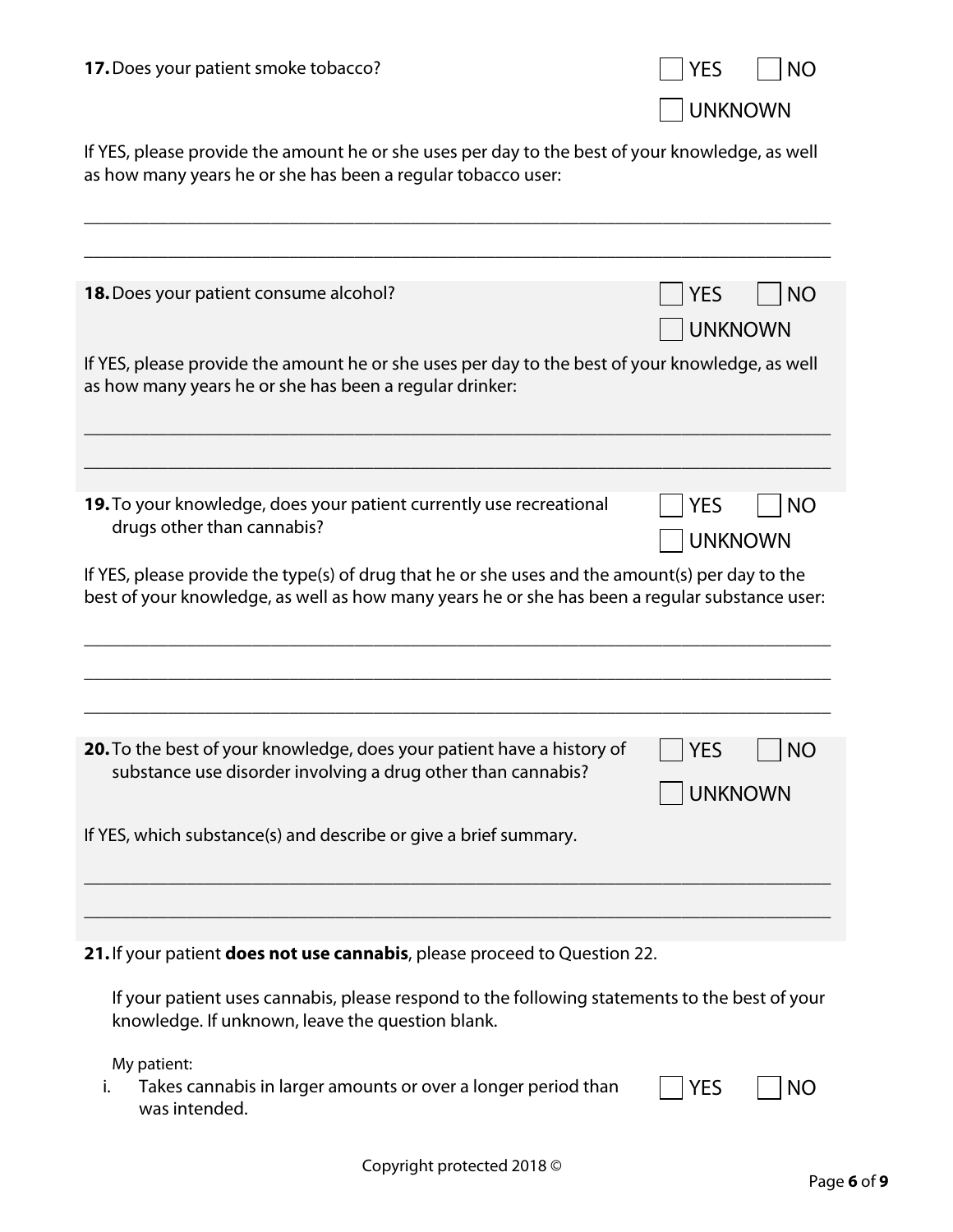**17.** Does your patient smoke tobacco?

☐ YES ☐ NO ☐ UNKNOWN

If YES, please provide the amount he or she uses per day to the best of your knowledge, as well as how many years he or she has been a regular tobacco user:

\_\_\_\_\_\_\_\_\_\_\_\_\_\_\_\_\_\_\_\_\_\_\_\_\_\_\_\_\_\_\_\_\_\_\_\_\_\_\_\_\_\_\_\_\_\_\_\_\_\_\_\_\_\_\_\_\_\_\_\_\_\_\_\_\_\_\_\_\_\_\_\_

\_\_\_\_\_\_\_\_\_\_\_\_\_\_\_\_\_\_\_\_\_\_\_\_\_\_\_\_\_\_\_\_\_\_\_\_\_\_\_\_\_\_\_\_\_\_\_\_\_\_\_\_\_\_\_\_\_\_\_\_\_\_\_\_\_\_\_\_\_\_\_\_

**18.** Does your patient consume alcohol?

☐ YES ☐ NO ☐ UNKNOWN

If YES, please provide the amount he or she uses per day to the best of your knowledge, as well as how many years he or she has been a regular drinker:

\_\_\_\_\_\_\_\_\_\_\_\_\_\_\_\_\_\_\_\_\_\_\_\_\_\_\_\_\_\_\_\_\_\_\_\_\_\_\_\_\_\_\_\_\_\_\_\_\_\_\_\_\_\_\_\_\_\_\_\_\_\_\_\_\_\_\_\_\_\_\_\_

\_\_\_\_\_\_\_\_\_\_\_\_\_\_\_\_\_\_\_\_\_\_\_\_\_\_\_\_\_\_\_\_\_\_\_\_\_\_\_\_\_\_\_\_\_\_\_\_\_\_\_\_\_\_\_\_\_\_\_\_\_\_\_\_\_\_\_\_\_\_\_\_

**19.** To your knowledge, does your patient currently use recreational drugs other than cannabis?

☐ YES ☐ NO ☐ UNKNOWN

If YES, please provide the type(s) of drug that he or she uses and the amount(s) per day to the best of your knowledge, as well as how many years he or she has been a regular substance user:

\_\_\_\_\_\_\_\_\_\_\_\_\_\_\_\_\_\_\_\_\_\_\_\_\_\_\_\_\_\_\_\_\_\_\_\_\_\_\_\_\_\_\_\_\_\_\_\_\_\_\_\_\_\_\_\_\_\_\_\_\_\_\_\_\_\_\_\_\_\_\_\_

\_\_\_\_\_\_\_\_\_\_\_\_\_\_\_\_\_\_\_\_\_\_\_\_\_\_\_\_\_\_\_\_\_\_\_\_\_\_\_\_\_\_\_\_\_\_\_\_\_\_\_\_\_\_\_\_\_\_\_\_\_\_\_\_\_\_\_\_\_\_\_\_

\_\_\_\_\_\_\_\_\_\_\_\_\_\_\_\_\_\_\_\_\_\_\_\_\_\_\_\_\_\_\_\_\_\_\_\_\_\_\_\_\_\_\_\_\_\_\_\_\_\_\_\_\_\_\_\_\_\_\_\_\_\_\_\_\_\_\_\_\_\_\_\_

**20.** To the best of your knowledge, does your patient have a history of substance use disorder involving a drug other than cannabis?

☐ YES ☐ NO ☐ UNKNOWN

If YES, which substance(s) and describe or give a brief summary.

\_\_\_\_\_\_\_\_\_\_\_\_\_\_\_\_\_\_\_\_\_\_\_\_\_\_\_\_\_\_\_\_\_\_\_\_\_\_\_\_\_\_\_\_\_\_\_\_\_\_\_\_\_\_\_\_\_\_\_\_\_\_\_\_\_\_\_\_\_\_\_\_

\_\_\_\_\_\_\_\_\_\_\_\_\_\_\_\_\_\_\_\_\_\_\_\_\_\_\_\_\_\_\_\_\_\_\_\_\_\_\_\_\_\_\_\_\_\_\_\_\_\_\_\_\_\_\_\_\_\_\_\_\_\_\_\_\_\_\_\_\_\_\_\_

**21.** If your patient **does not use cannabis**, please proceed to Question 22.

If your patient uses cannabis, please respond to the following statements to the best of your knowledge. If unknown, leave the question blank.

My patient:

i. Takes cannabis in larger amounts or over a longer period than was intended. ☐ YES ☐ NO

Copyright protected 2018 ©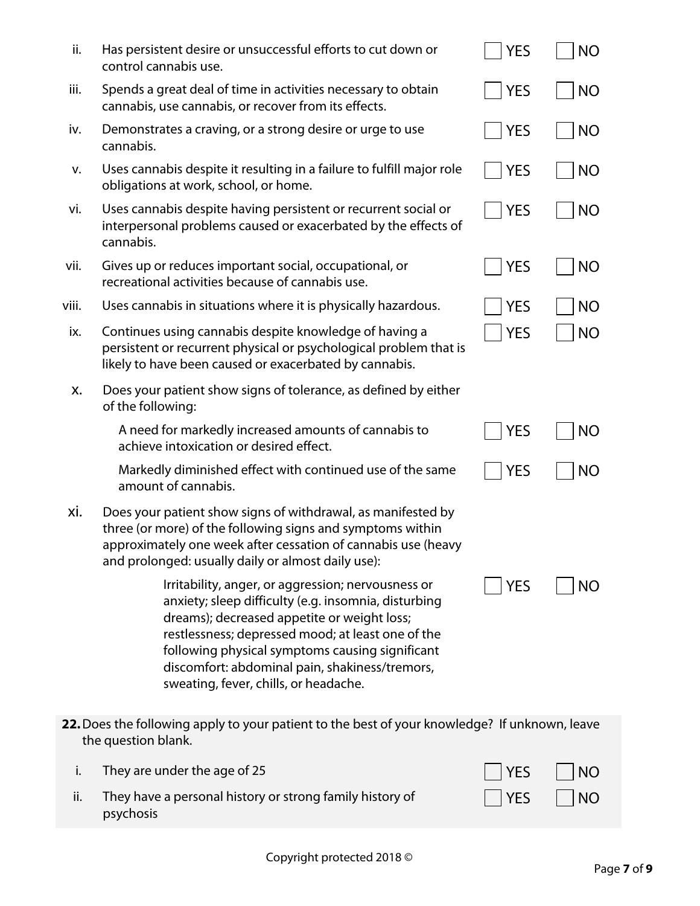| | | | |
|---|---|---|---|
| ii. | Has persistent desire or unsuccessful efforts to cut down or control cannabis use. | ☐ YES | ☐ NO |
| iii. | Spends a great deal of time in activities necessary to obtain cannabis, use cannabis, or recover from its effects. | ☐ YES | ☐ NO |
| iv. | Demonstrates a craving, or a strong desire or urge to use cannabis. | ☐ YES | ☐ NO |
| v. | Uses cannabis despite it resulting in a failure to fulfill major role obligations at work, school, or home. | ☐ YES | ☐ NO |
| vi. | Uses cannabis despite having persistent or recurrent social or interpersonal problems caused or exacerbated by the effects of cannabis. | ☐ YES | ☐ NO |
| vii. | Gives up or reduces important social, occupational, or recreational activities because of cannabis use. | ☐ YES | ☐ NO |
| viii. | Uses cannabis in situations where it is physically hazardous. | ☐ YES | ☐ NO |
| ix. | Continues using cannabis despite knowledge of having a persistent or recurrent physical or psychological problem that is likely to have been caused or exacerbated by cannabis. | ☐ YES | ☐ NO |
| x. | Does your patient show signs of tolerance, as defined by either of the following: | | |
| | A need for markedly increased amounts of cannabis to achieve intoxication or desired effect. | ☐ YES | ☐ NO |
| | Markedly diminished effect with continued use of the same amount of cannabis. | ☐ YES | ☐ NO |
| xi. | Does your patient show signs of withdrawal, as manifested by three (or more) of the following signs and symptoms within approximately one week after cessation of cannabis use (heavy and prolonged: usually daily or almost daily use): | | |
| | Irritability, anger, or aggression; nervousness or anxiety; sleep difficulty (e.g. insomnia, disturbing dreams); decreased appetite or weight loss; restlessness; depressed mood; at least one of the following physical symptoms causing significant discomfort: abdominal pain, shakiness/tremors, sweating, fever, chills, or headache. | ☐ YES | ☐ NO |

**22.** Does the following apply to your patient to the best of your knowledge? If unknown, leave the question blank.

| | | | |
|---|---|---|---|
| i. | They are under the age of 25 | ☐ YES | ☐ NO |
| ii. | They have a personal history or strong family history of psychosis | ☐ YES | ☐ NO |

Copyright protected 2018 ©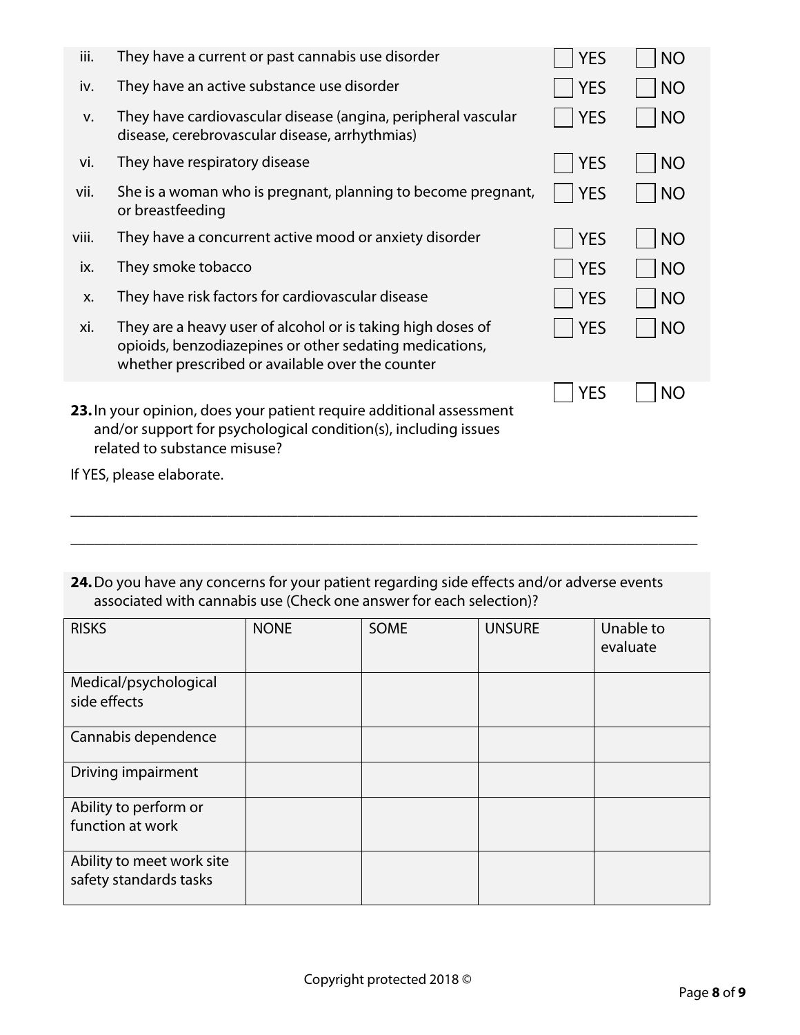| | | | |
|---|---|---|---|
| iii. | They have a current or past cannabis use disorder | ☐ YES | ☐ NO |
| iv. | They have an active substance use disorder | ☐ YES | ☐ NO |
| v. | They have cardiovascular disease (angina, peripheral vascular disease, cerebrovascular disease, arrhythmias) | ☐ YES | ☐ NO |
| vi. | They have respiratory disease | ☐ YES | ☐ NO |
| vii. | She is a woman who is pregnant, planning to become pregnant, or breastfeeding | ☐ YES | ☐ NO |
| viii. | They have a concurrent active mood or anxiety disorder | ☐ YES | ☐ NO |
| ix. | They smoke tobacco | ☐ YES | ☐ NO |
| x. | They have risk factors for cardiovascular disease | ☐ YES | ☐ NO |
| xi. | They are a heavy user of alcohol or is taking high doses of opioids, benzodiazepines or other sedating medications, whether prescribed or available over the counter | ☐ YES | ☐ NO |

**23.** In your opinion, does your patient require additional assessment and/or support for psychological condition(s), including issues related to substance misuse? ☐ YES ☐ NO

If YES, please elaborate.

\_\_\_\_\_\_\_\_\_\_\_\_\_\_\_\_\_\_\_\_\_\_\_\_\_\_\_\_\_\_\_\_\_\_\_\_\_\_\_\_\_\_\_\_\_\_\_\_\_\_\_\_\_\_\_\_\_\_\_\_\_\_\_\_\_\_\_\_\_\_\_\_\_\_\_\_

\_\_\_\_\_\_\_\_\_\_\_\_\_\_\_\_\_\_\_\_\_\_\_\_\_\_\_\_\_\_\_\_\_\_\_\_\_\_\_\_\_\_\_\_\_\_\_\_\_\_\_\_\_\_\_\_\_\_\_\_\_\_\_\_\_\_\_\_\_\_\_\_\_\_\_\_

**24.** Do you have any concerns for your patient regarding side effects and/or adverse events associated with cannabis use (Check one answer for each selection)?

| RISKS | NONE | SOME | UNSURE | Unable to evaluate |
|---|---|---|---|---|
| Medical/psychological side effects | | | | |
| Cannabis dependence | | | | |
| Driving impairment | | | | |
| Ability to perform or function at work | | | | |
| Ability to meet work site safety standards tasks | | | | |

Copyright protected 2018 ©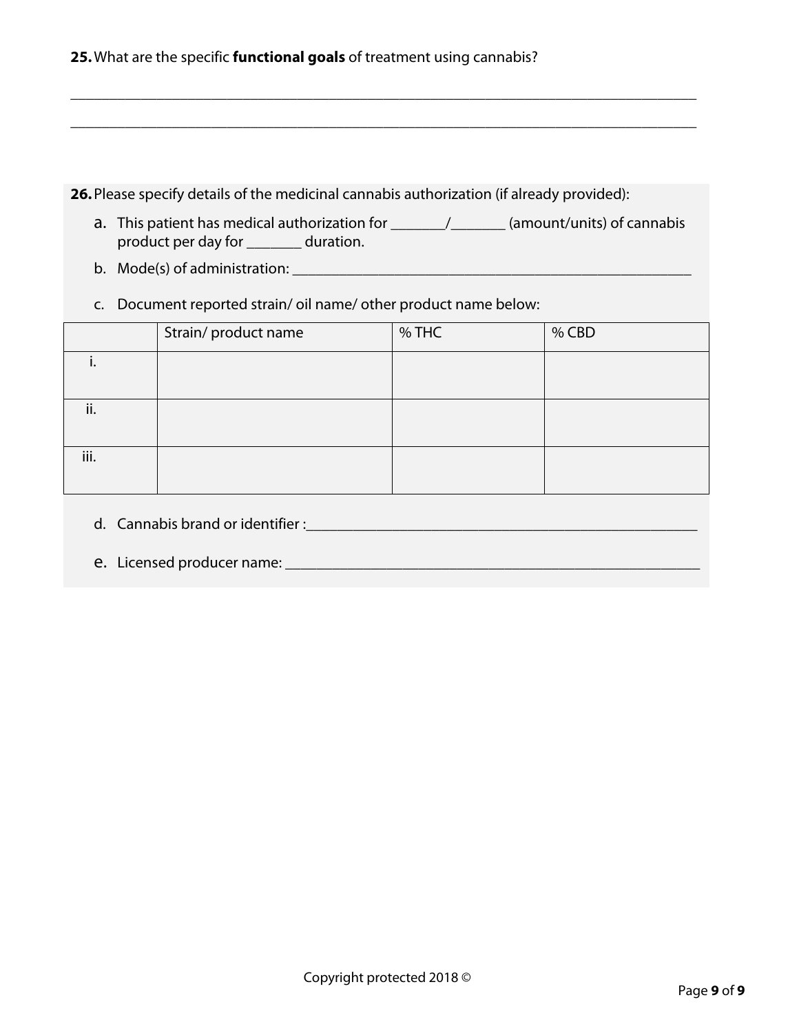**25.** What are the specific **functional goals** of treatment using cannabis?

________________________________________________________________________________

________________________________________________________________________________

**26.** Please specify details of the medicinal cannabis authorization (if already provided):

a. This patient has medical authorization for _______/_______ (amount/units) of cannabis product per day for _______ duration.

b. Mode(s) of administration: ________________________________________________

c. Document reported strain/ oil name/ other product name below:

| | Strain/ product name | % THC | % CBD |
|---|---|---|---|
| i. | | | |
| ii. | | | |
| iii. | | | |

d. Cannabis brand or identifier :_______________________________________________

e. Licensed producer name: ___________________________________________________

Copyright protected 2018 ©